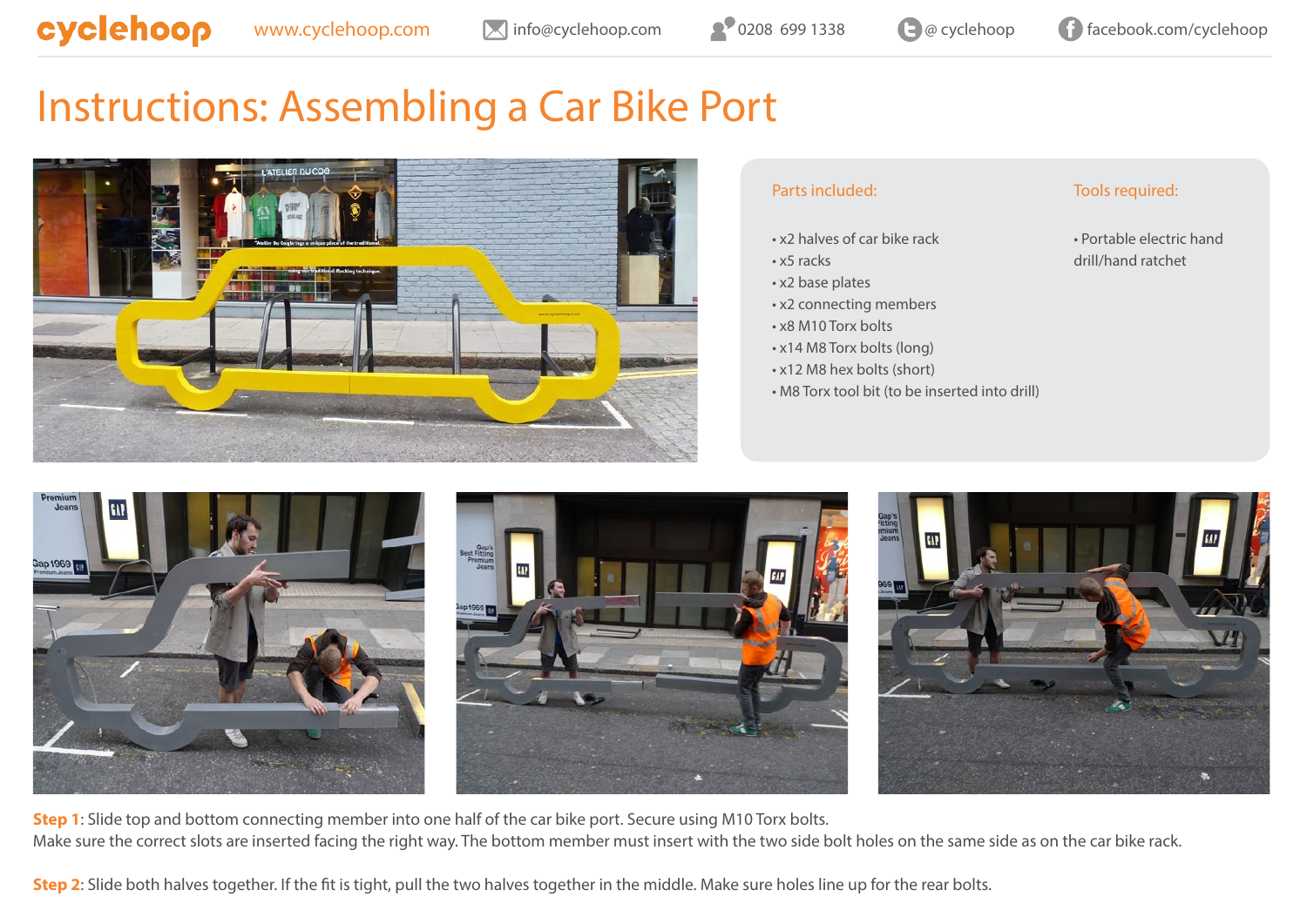cyclehoop www.cyclehoop.com info@cyclehoop.com 0208 699 1338 @ cyclehoop facebook.com/cyclehoop

# Instructions: Assembling a Car Bike Port

**Parts included:**

- x2 halves of car bike rack
- x5 racks
- x2 base plates
- x2 connecting members
- x8 M10 Torx bolts
- x14 M8 Torx bolts (long)
- x12 M8 hex bolts (short)
- M8 Torx tool bit (to be inserted into drill)

**Tools required:**

- Portable electric hand drill/hand ratchet

**Step 1**: Slide top and bottom connecting member into one half of the car bike port. Secure using M10 Torx bolts.
Make sure the correct slots are inserted facing the right way. The bottom member must insert with the two side bolt holes on the same side as on the car bike rack.

**Step 2**: Slide both halves together. If the fit is tight, pull the two halves together in the middle. Make sure holes line up for the rear bolts.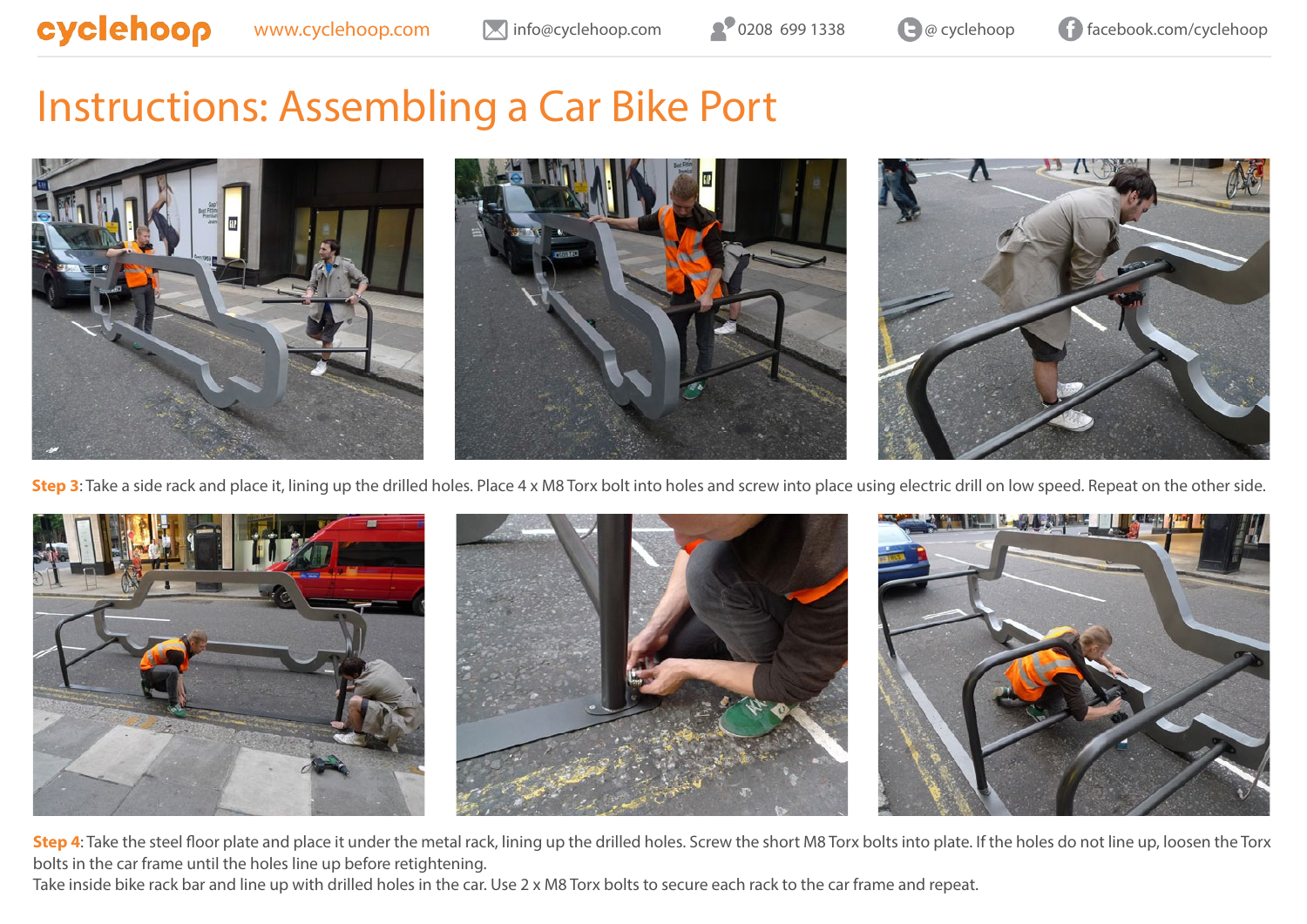cyclehoop www.cyclehoop.com info@cyclehoop.com 0208 699 1338 @ cyclehoop facebook.com/cyclehoop

# Instructions: Assembling a Car Bike Port

**Step 3**: Take a side rack and place it, lining up the drilled holes. Place 4 x M8 Torx bolt into holes and screw into place using electric drill on low speed. Repeat on the other side.

**Step 4**: Take the steel floor plate and place it under the metal rack, lining up the drilled holes. Screw the short M8 Torx bolts into plate. If the holes do not line up, loosen the Torx bolts in the car frame until the holes line up before retightening.
Take inside bike rack bar and line up with drilled holes in the car. Use 2 x M8 Torx bolts to secure each rack to the car frame and repeat.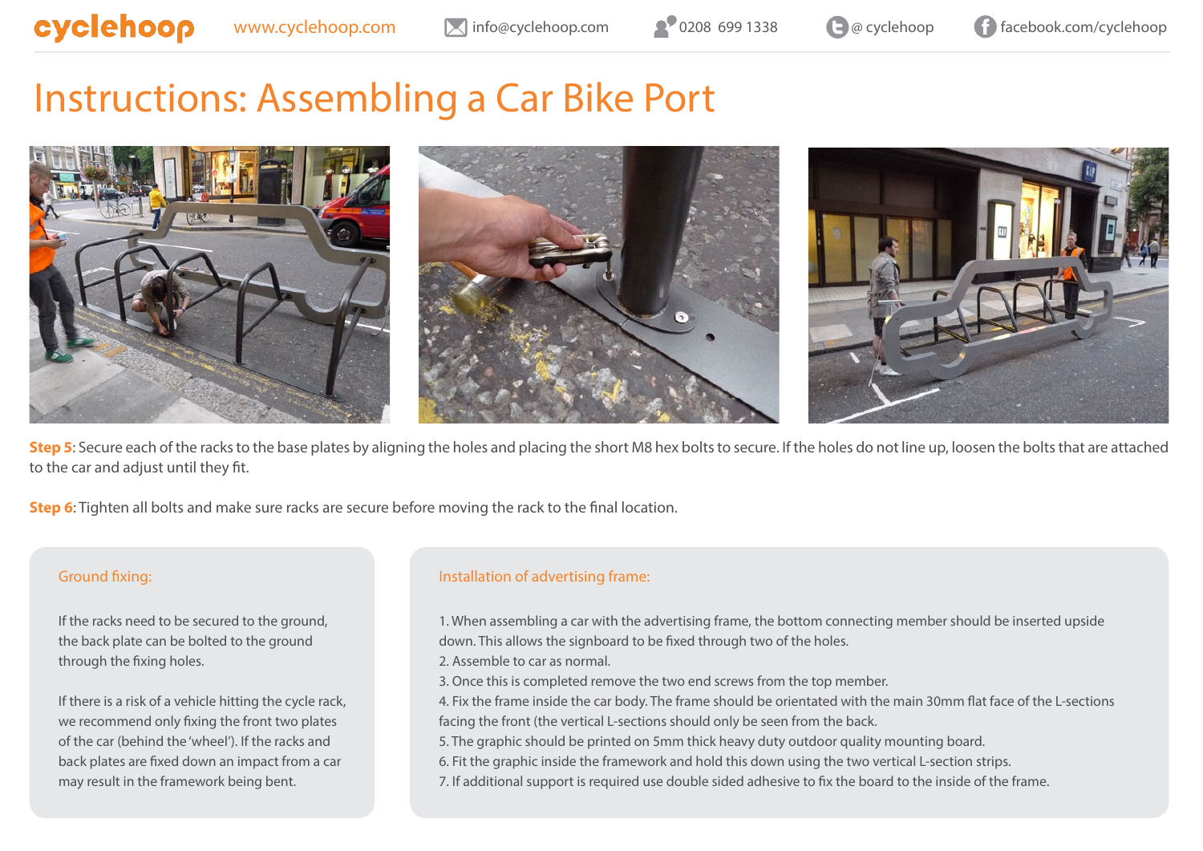# Instructions: Assembling a Car Bike Port

**Step 5**: Secure each of the racks to the base plates by aligning the holes and placing the short M8 hex bolts to secure. If the holes do not line up, loosen the bolts that are attached to the car and adjust until they fit.

**Step 6**: Tighten all bolts and make sure racks are secure before moving the rack to the final location.

### Ground fixing:

If the racks need to be secured to the ground, the back plate can be bolted to the ground through the fixing holes.

If there is a risk of a vehicle hitting the cycle rack, we recommend only fixing the front two plates of the car (behind the 'wheel'). If the racks and back plates are fixed down an impact from a car may result in the framework being bent.

### Installation of advertising frame:

1. When assembling a car with the advertising frame, the bottom connecting member should be inserted upside down. This allows the signboard to be fixed through two of the holes.
2. Assemble to car as normal.
3. Once this is completed remove the two end screws from the top member.
4. Fix the frame inside the car body. The frame should be orientated with the main 30mm flat face of the L-sections facing the front (the vertical L-sections should only be seen from the back.
5. The graphic should be printed on 5mm thick heavy duty outdoor quality mounting board.
6. Fit the graphic inside the framework and hold this down using the two vertical L-section strips.
7. If additional support is required use double sided adhesive to fix the board to the inside of the frame.